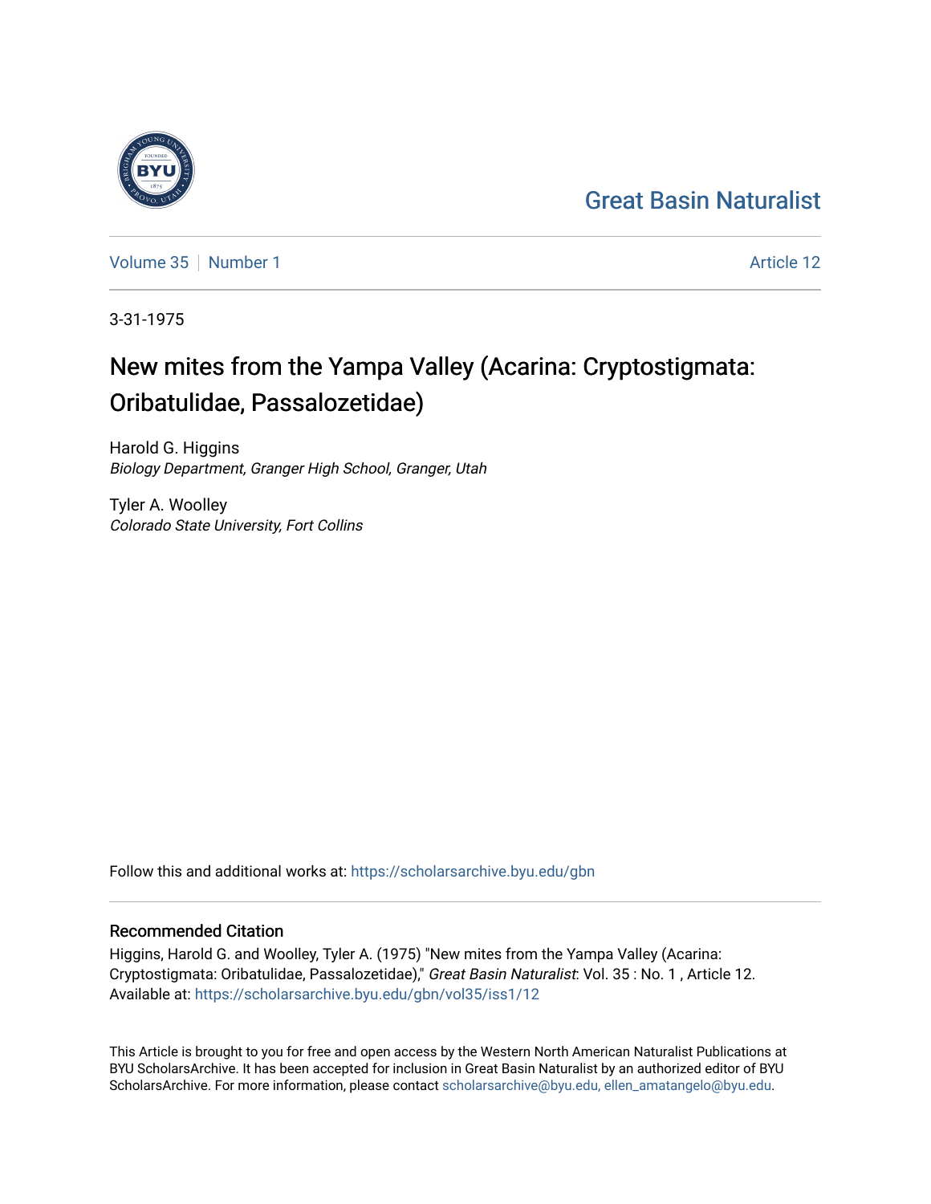Great Basin Naturalist

Volume 35 | Number 1 Article 12

3-31-1975

# New mites from the Yampa Valley (Acarina: Cryptostigmata: Oribatulidae, Passalozetidae)

Harold G. Higgins
*Biology Department, Granger High School, Granger, Utah*

Tyler A. Woolley
*Colorado State University, Fort Collins*

Follow this and additional works at: https://scholarsarchive.byu.edu/gbn

## Recommended Citation

Higgins, Harold G. and Woolley, Tyler A. (1975) "New mites from the Yampa Valley (Acarina: Cryptostigmata: Oribatulidae, Passalozetidae)," *Great Basin Naturalist*: Vol. 35 : No. 1 , Article 12.
Available at: https://scholarsarchive.byu.edu/gbn/vol35/iss1/12

This Article is brought to you for free and open access by the Western North American Naturalist Publications at BYU ScholarsArchive. It has been accepted for inclusion in Great Basin Naturalist by an authorized editor of BYU ScholarsArchive. For more information, please contact scholarsarchive@byu.edu, ellen_amatangelo@byu.edu.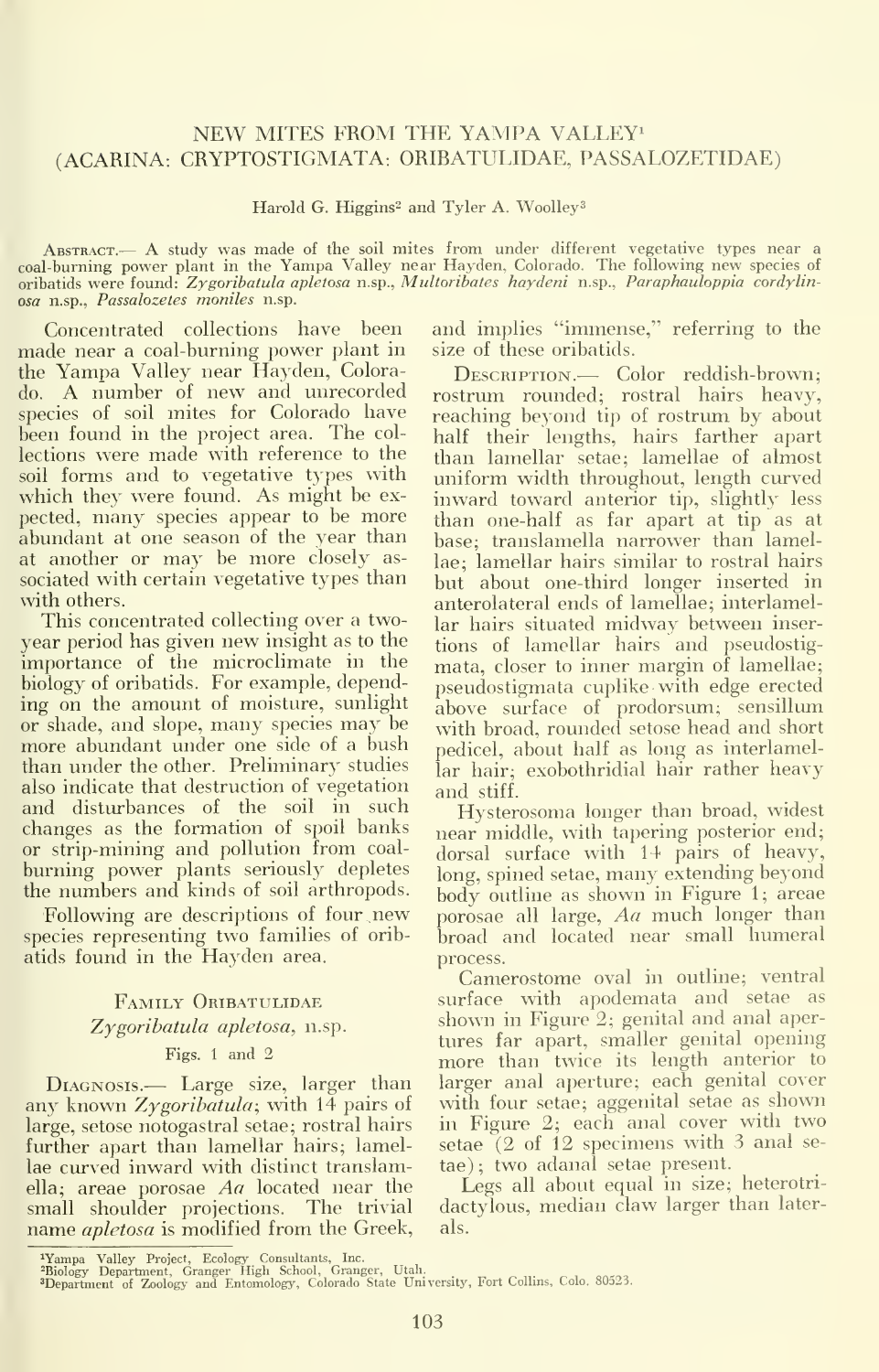# NEW MITES FROM THE YAMPA VALLEY[1] (ACARINA: CRYPTOSTIGMATA: ORIBATULIDAE, PASSALOZETIDAE)

Harold G. Higgins[2] and Tyler A. Woolley[3]

ABSTRACT.— A study was made of the soil mites from under different vegetative types near a coal-burning power plant in the Yampa Valley near Hayden, Colorado. The following new species of oribatids were found: *Zygoribatula apletosa* n.sp., *Multoribates haydeni* n.sp., *Paraphauloppia cordylinosa* n.sp., *Passalozetes moniles* n.sp.

Concentrated collections have been made near a coal-burning power plant in the Yampa Valley near Hayden, Colorado. A number of new and unrecorded species of soil mites for Colorado have been found in the project area. The collections were made with reference to the soil forms and to vegetative types with which they were found. As might be expected, many species appear to be more abundant at one season of the year than at another or may be more closely associated with certain vegetative types than with others.

This concentrated collecting over a two-year period has given new insight as to the importance of the microclimate in the biology of oribatids. For example, depending on the amount of moisture, sunlight or shade, and slope, many species may be more abundant under one side of a bush than under the other. Preliminary studies also indicate that destruction of vegetation and disturbances of the soil in such changes as the formation of spoil banks or strip-mining and pollution from coal-burning power plants seriously depletes the numbers and kinds of soil arthropods.

Following are descriptions of four new species representing two families of oribatids found in the Hayden area.

## FAMILY ORIBATULIDAE

### *Zygoribatula apletosa*, n.sp.

Figs. 1 and 2

DIAGNOSIS.— Large size, larger than any known *Zygoribatula*; with 14 pairs of large, setose notogastral setae; rostral hairs further apart than lamellar hairs; lamellae curved inward with distinct translamella; areae porosae *Aa* located near the small shoulder projections. The trivial name *apletosa* is modified from the Greek, and implies "immense," referring to the size of these oribatids.

DESCRIPTION.— Color reddish-brown; rostrum rounded; rostral hairs heavy, reaching beyond tip of rostrum by about half their lengths, hairs farther apart than lamellar setae; lamellae of almost uniform width throughout, length curved inward toward anterior tip, slightly less than one-half as far apart at tip as at base; translamella narrower than lamellae; lamellar hairs similar to rostral hairs but about one-third longer inserted in anterolateral ends of lamellae; interlamellar hairs situated midway between insertions of lamellar hairs and pseudostigmata, closer to inner margin of lamellae; pseudostigmata cuplike with edge erected above surface of prodorsum; sensillum with broad, rounded setose head and short pedicel, about half as long as interlamellar hair; exobothridial hair rather heavy and stiff.

Hysterosoma longer than broad, widest near middle, with tapering posterior end; dorsal surface with 14 pairs of heavy, long, spined setae, many extending beyond body outline as shown in Figure 1; areae porosae all large, *Aa* much longer than broad and located near small humeral process.

Camerostome oval in outline; ventral surface with apodemata and setae as shown in Figure 2; genital and anal apertures far apart, smaller genital opening more than twice its length anterior to larger anal aperture; each genital cover with four setae; aggenital setae as shown in Figure 2; each anal cover with two setae (2 of 12 specimens with 3 anal setae); two adanal setae present.

Legs all about equal in size; heterotridactylous, median claw larger than laterals.

[1]Yampa Valley Project, Ecology Consultants, Inc.
[2]Biology Department, Granger High School, Granger, Utah.
[3]Department of Zoology and Entomology, Colorado State University, Fort Collins, Colo. 80523.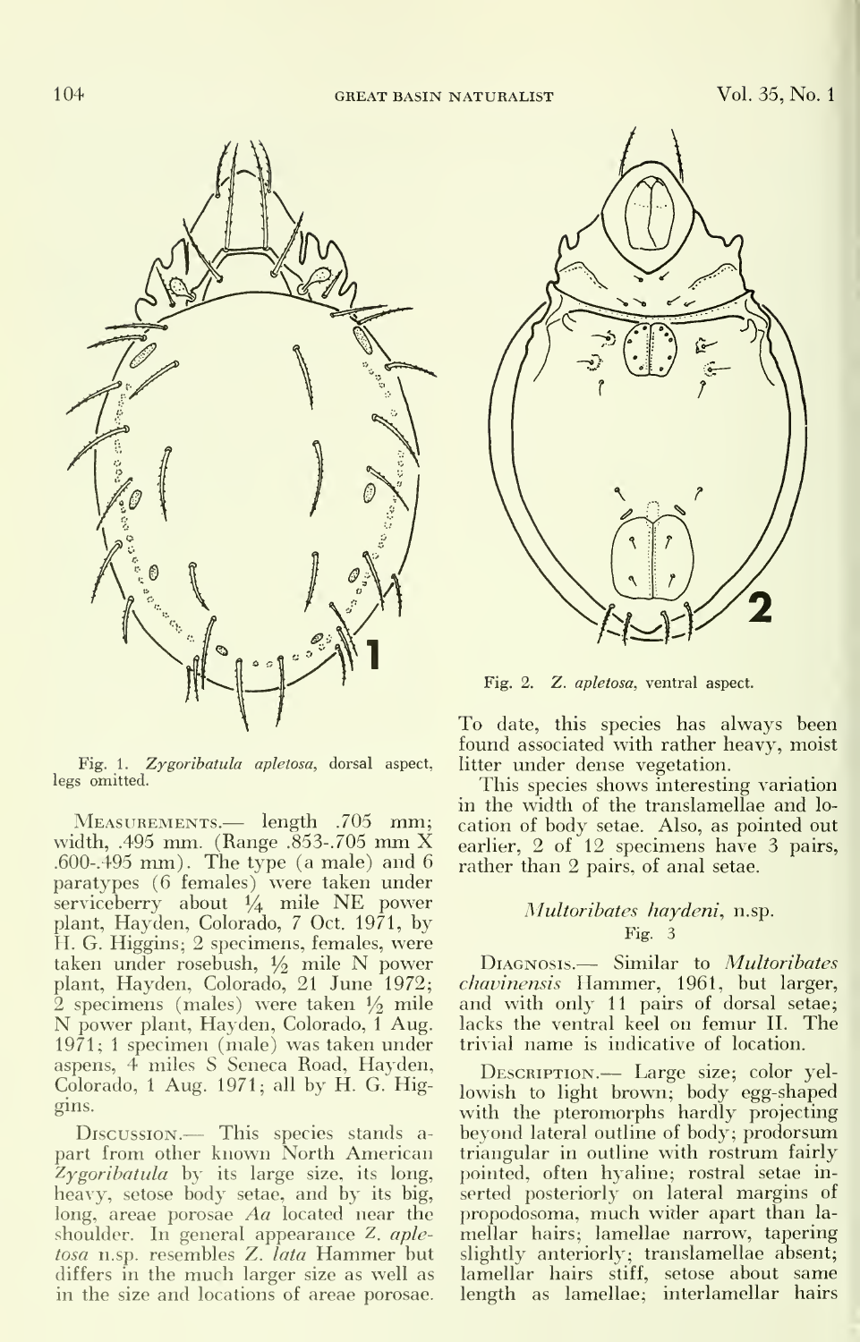Fig. 1. *Zygoribatula apletosa*, dorsal aspect, legs omitted.

Fig. 2. *Z. apletosa*, ventral aspect.

Measurements.— length .705 mm; width, .495 mm. (Range .853-.705 mm X .600-.495 mm). The type (a male) and 6 paratypes (6 females) were taken under serviceberry about 1/4 mile NE power plant, Hayden, Colorado, 7 Oct. 1971, by H. G. Higgins; 2 specimens, females, were taken under rosebush, 1/2 mile N power plant, Hayden, Colorado, 21 June 1972; 2 specimens (males) were taken 1/2 mile N power plant, Hayden, Colorado, 1 Aug. 1971; 1 specimen (male) was taken under aspens, 4 miles S Seneca Road, Hayden, Colorado, 1 Aug. 1971; all by H. G. Higgins.

Discussion.— This species stands apart from other known North American *Zygoribatula* by its large size, its long, heavy, setose body setae, and by its big, long, areae porosae *Aa* located near the shoulder. In general appearance *Z. apletosa* n.sp. resembles *Z. lata* Hammer but differs in the much larger size as well as in the size and locations of areae porosae. To date, this species has always been found associated with rather heavy, moist litter under dense vegetation.

This species shows interesting variation in the width of the translamellae and location of body setae. Also, as pointed out earlier, 2 of 12 specimens have 3 pairs, rather than 2 pairs, of anal setae.

### *Multoribates haydeni*, n.sp.

Fig. 3

Diagnosis.— Similar to *Multoribates chavinensis* Hammer, 1961, but larger, and with only 11 pairs of dorsal setae; lacks the ventral keel on femur II. The trivial name is indicative of location.

Description.— Large size; color yellowish to light brown; body egg-shaped with the pteromorphs hardly projecting beyond lateral outline of body; prodorsum triangular in outline with rostrum fairly pointed, often hyaline; rostral setae inserted posteriorly on lateral margins of propodosoma, much wider apart than lamellar hairs; lamellae narrow, tapering slightly anteriorly; translamellae absent; lamellar hairs stiff, setose about same length as lamellae; interlamellar hairs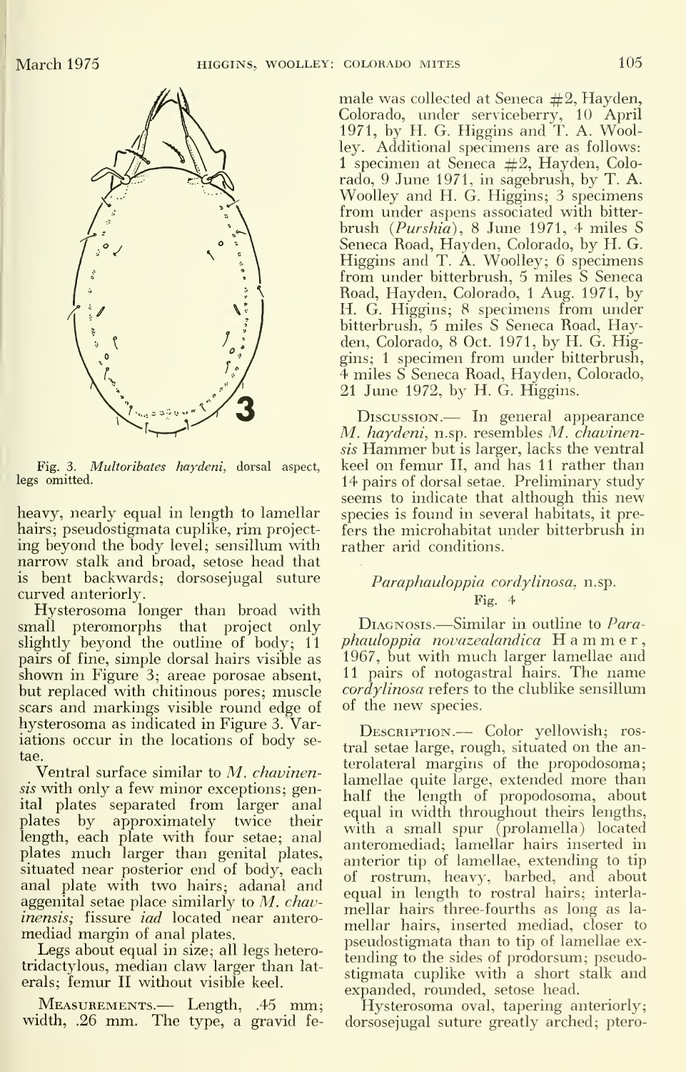Fig. 3. *Multoribates haydeni*, dorsal aspect, legs omitted.

heavy, nearly equal in length to lamellar hairs; pseudostigmata cuplike, rim projecting beyond the body level; sensillum with narrow stalk and broad, setose head that is bent backwards; dorsosejugal suture curved anteriorly.

Hysterosoma longer than broad with small pteromorphs that project only slightly beyond the outline of body; 11 pairs of fine, simple dorsal hairs visible as shown in Figure 3; areae porosae absent, but replaced with chitinous pores; muscle scars and markings visible round edge of hysterosoma as indicated in Figure 3. Variations occur in the locations of body setae.

Ventral surface similar to *M. chavinensis* with only a few minor exceptions; genital plates separated from larger anal plates by approximately twice their length, each plate with four setae; anal plates much larger than genital plates, situated near posterior end of body, each anal plate with two hairs; adanal and aggenital setae place similarly to *M. chavinensis*; fissure *iad* located near anteromediad margin of anal plates.

Legs about equal in size; all legs heterotridactylous, median claw larger than laterals; femur II without visible keel.

Measurements.— Length, .45 mm; width, .26 mm. The type, a gravid female was collected at Seneca #2, Hayden, Colorado, under serviceberry, 10 April 1971, by H. G. Higgins and T. A. Woolley. Additional specimens are as follows: 1 specimen at Seneca #2, Hayden, Colorado, 9 June 1971, in sagebrush, by T. A. Woolley and H. G. Higgins; 3 specimens from under aspens associated with bitterbrush (*Purshia*), 8 June 1971, 4 miles S Seneca Road, Hayden, Colorado, by H. G. Higgins and T. A. Woolley; 6 specimens from under bitterbrush, 5 miles S Seneca Road, Hayden, Colorado, 1 Aug. 1971, by H. G. Higgins; 8 specimens from under bitterbrush, 5 miles S Seneca Road, Hayden, Colorado, 8 Oct. 1971, by H. G. Higgins; 1 specimen from under bitterbrush, 4 miles S Seneca Road, Hayden, Colorado, 21 June 1972, by H. G. Higgins.

Discussion.— In general appearance *M. haydeni*, n.sp. resembles *M. chavinensis* Hammer but is larger, lacks the ventral keel on femur II, and has 11 rather than 14 pairs of dorsal setae. Preliminary study seems to indicate that although this new species is found in several habitats, it prefers the microhabitat under bitterbrush in rather arid conditions.

### *Paraphauloppia cordylinosa*, n.sp.

Fig. 4

Diagnosis.—Similar in outline to *Paraphauloppia novazealandica* Hammer, 1967, but with much larger lamellae and 11 pairs of notogastral hairs. The name *cordylinosa* refers to the clublike sensillum of the new species.

Description.— Color yellowish; rostral setae large, rough, situated on the anterolateral margins of the propodosoma; lamellae quite large, extended more than half the length of propodosoma, about equal in width throughout theirs lengths, with a small spur (prolamella) located anteromediad; lamellar hairs inserted in anterior tip of lamellae, extending to tip of rostrum, heavy, barbed, and about equal in length to rostral hairs; interlamellar hairs three-fourths as long as lamellar hairs, inserted mediad, closer to pseudostigmata than to tip of lamellae extending to the sides of prodorsum; pseudostigmata cuplike with a short stalk and expanded, rounded, setose head.

Hysterosoma oval, tapering anteriorly; dorsosejugal suture greatly arched; ptero-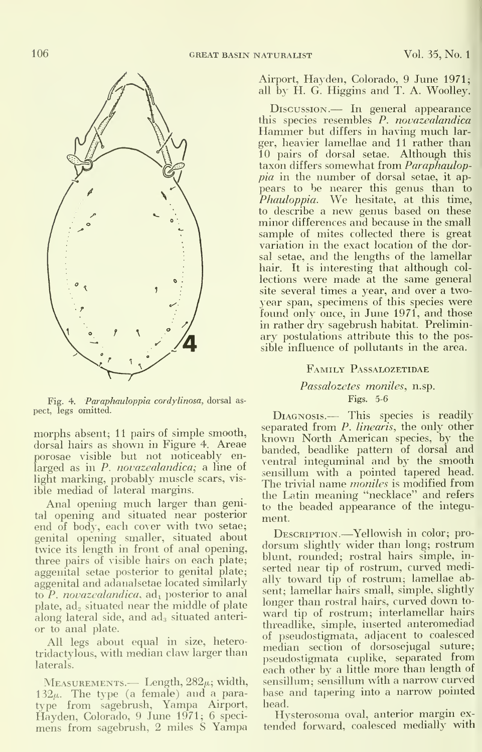Fig. 4. *Paraphauloppia cordylinosa*, dorsal aspect, legs omitted.

morphs absent; 11 pairs of simple smooth, dorsal hairs as shown in Figure 4. Areae porosae visible but not noticeably enlarged as in *P. novazealandica*; a line of light marking, probably muscle scars, visible mediad of lateral margins.

Anal opening much larger than genital opening and situated near posterior end of body, each cover with two setae; genital opening smaller, situated about twice its length in front of anal opening, three pairs of visible hairs on each plate; aggenital setae posterior to genital plate; aggenital and adanalsetae located similarly to *P. novazealandica*, $ad_1$ posterior to anal plate, $ad_2$ situated near the middle of plate along lateral side, and $ad_3$ situated anterior to anal plate.

All legs about equal in size, heterotridactylous, with median claw larger than laterals.

Measurements.— Length, 282μ; width, 132μ. The type (a female) and a paratype from sagebrush, Yampa Airport, Hayden, Colorado, 9 June 1971; 6 specimens from sagebrush, 2 miles S Yampa Airport, Hayden, Colorado, 9 June 1971; all by H. G. Higgins and T. A. Woolley.

Discussion.— In general appearance this species resembles *P. novazealandica* Hammer but differs in having much larger, heavier lamellae and 11 rather than 10 pairs of dorsal setae. Although this taxon differs somewhat from *Paraphauloppia* in the number of dorsal setae, it appears to be nearer this genus than to *Phauloppia*. We hesitate, at this time, to describe a new genus based on these minor differences and because in the small sample of mites collected there is great variation in the exact location of the dorsal setae, and the lengths of the lamellar hair. It is interesting that although collections were made at the same general site several times a year, and over a two-year span, specimens of this species were found only once, in June 1971, and those in rather dry sagebrush habitat. Preliminary postulations attribute this to the possible influence of pollutants in the area.

## Family Passalozetidae

### *Passalozetes moniles*, n.sp.

Figs. 5-6

Diagnosis.— This species is readily separated from *P. linearis*, the only other known North American species, by the banded, beadlike pattern of dorsal and ventral integuminal and by the smooth sensillum with a pointed tapered head. The trivial name *moniles* is modified from the Latin meaning "necklace" and refers to the beaded appearance of the integument.

Description.—Yellowish in color; prodorsum slightly wider than long; rostrum blunt, rounded; rostral hairs simple, inserted near tip of rostrum, curved medially toward tip of rostrum; lamellae absent; lamellar hairs small, simple, slightly longer than rostral hairs, curved down toward tip of rostrum; interlamellar hairs threadlike, simple, inserted anteromediad of pseudostigmata, adjacent to coalesced median section of dorsosejugal suture; pseudostigmata cuplike, separated from each other by a little more than length of sensillum; sensillum with a narrow curved base and tapering into a narrow pointed head.

Hysterosoma oval, anterior margin extended forward, coalesced medially with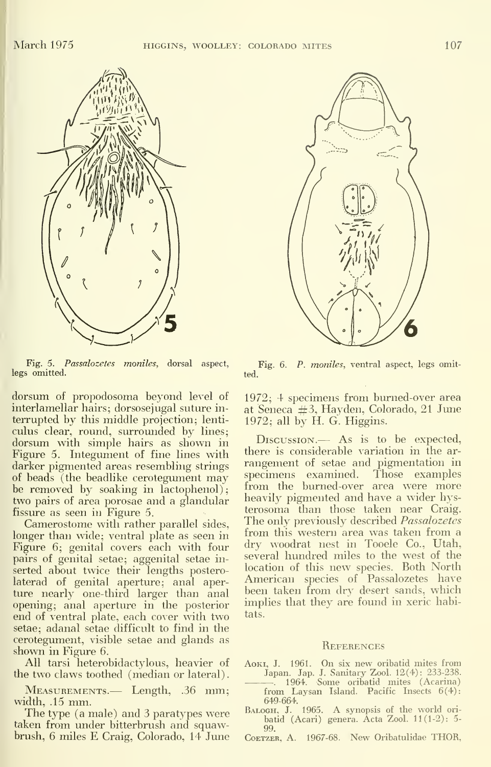Fig. 5. *Passalozetes moniles*, dorsal aspect, legs omitted.

Fig. 6. *P. moniles*, ventral aspect, legs omitted.

dorsum of propodosoma beyond level of interlamellar hairs; dorsosejugal suture interrupted by this middle projection; lenticulus clear, round, surrounded by lines; dorsum with simple hairs as shown in Figure 5. Integument of fine lines with darker pigmented areas resembling strings of beads (the beadlike cerotegument may be removed by soaking in lactophenol); two pairs of area porosae and a glandular fissure as seen in Figure 5.

Camerostome with rather parallel sides, longer than wide; ventral plate as seen in Figure 6; genital covers each with four pairs of genital setae; aggenital setae inserted about twice their lengths posterolaterad of genital aperture; anal aperture nearly one-third larger than anal opening; anal aperture in the posterior end of ventral plate, each cover with two setae; adanal setae difficult to find in the cerotegument, visible setae and glands as shown in Figure 6.

All tarsi heterobidactylous, heavier of the two claws toothed (median or lateral).

Measurements.— Length, .36 mm; width, .15 mm.

The type (a male) and 3 paratypes were taken from under bitterbrush and squawbrush, 6 miles E Craig, Colorado, 14 June 1972; 4 specimens from burned-over area at Seneca #3, Hayden, Colorado, 21 June 1972; all by H. G. Higgins.

Discussion.— As is to be expected, there is considerable variation in the arrangement of setae and pigmentation in specimens examined. Those examples from the burned-over area were more heavily pigmented and have a wider hysterosoma than those taken near Craig. The only previously described *Passalozetes* from this western area was taken from a dry woodrat nest in Tooele Co., Utah, several hundred miles to the west of the location of this new species. Both North American species of Passalozetes have been taken from dry desert sands, which implies that they are found in xeric habitats.

## References

Aoki, J. 1961. On six new oribatid mites from Japan. Jap. J. Sanitary Zool. 12(4): 233-238.

———. 1964. Some oribatid mites (Acarina) from Laysan Island. Pacific Insects 6(4): 649-664.

Balogh, J. 1965. A synopsis of the world oribatid (Acari) genera. Acta Zool. 11(1-2): 5-99.

Coetzer, A. 1967-68. New Oribatulidae THOR,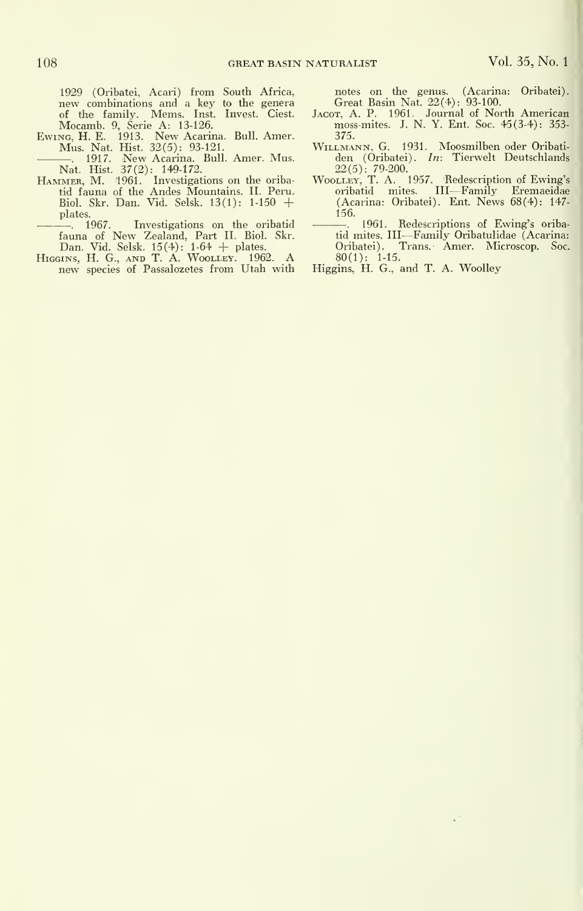1929 (Oribatei, Acari) from South Africa, new combinations and a key to the genera of the family. Mems. Inst. Invest. Ciest. Mocamb. 9, Serie A: 13-126.

Ewing, H. E. 1913. New Acarina. Bull. Amer. Mus. Nat. Hist. 32(5): 93-121.

———. 1917. New Acarina. Bull. Amer. Mus. Nat. Hist. 37(2): 149-172.

Hammer, M. 1961. Investigations on the oribatid fauna of the Andes Mountains. II. Peru. Biol. Skr. Dan. Vid. Selsk. 13(1): 1-150 + plates.

———. 1967. Investigations on the oribatid fauna of New Zealand, Part II. Biol. Skr. Dan. Vid. Selsk. 15(4): 1-64 + plates.

Higgins, H. G., and T. A. Woolley. 1962. A new species of Passalozetes from Utah with notes on the genus. (Acarina: Oribatei). Great Basin Nat. 22(4): 93-100.

Jacot, A. P. 1961. Journal of North American moss-mites. J. N. Y. Ent. Soc. 45(3-4): 353-375.

Willmann, G. 1931. Moosmilben oder Oribatiden (Oribatei). *In*: Tierwelt Deutschlands 22(5): 79-200.

Woolley, T. A. 1957. Redescription of Ewing's oribatid mites. III—Family Eremaeidae (Acarina: Oribatei). Ent. News 68(4): 147-156.

———. 1961. Redescriptions of Ewing's oribatid mites. III—Family Oribatulidae (Acarina: Oribatei). Trans. Amer. Microscop. Soc. 80(1): 1-15.

Higgins, H. G., and T. A. Woolley